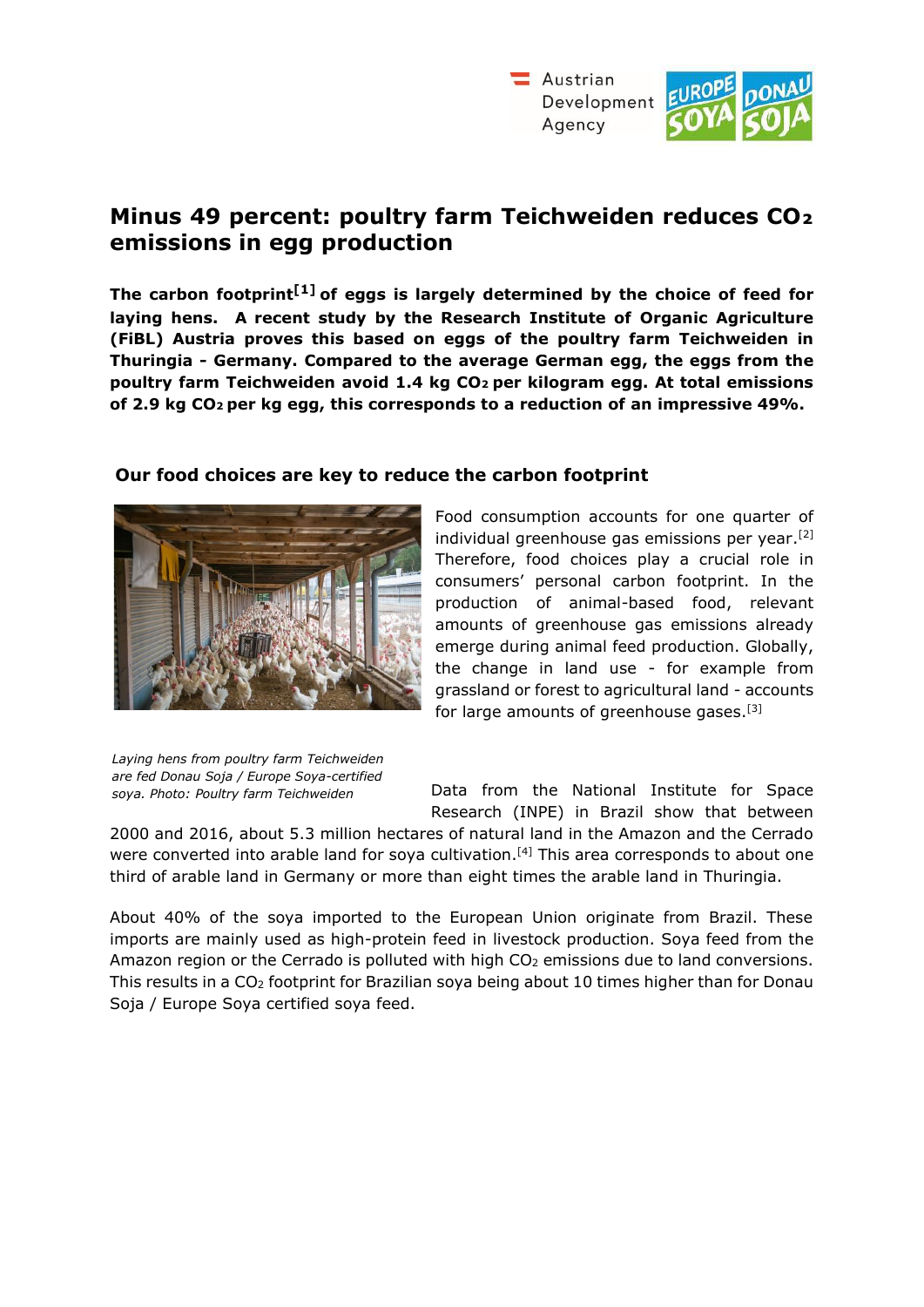# Minus 49 percent: poultry farm Teichweiden reduces $CO_2$ emissions in egg production

**The carbon footprint[1] of eggs is largely determined by the choice of feed for laying hens. A recent study by the Research Institute of Organic Agriculture (FiBL) Austria proves this based on eggs of the poultry farm Teichweiden in Thuringia - Germany. Compared to the average German egg, the eggs from the poultry farm Teichweiden avoid 1.4 kg $CO_2$ per kilogram egg. At total emissions of 2.9 kg $CO_2$ per kg egg, this corresponds to a reduction of an impressive 49%.**

## Our food choices are key to reduce the carbon footprint

Food consumption accounts for one quarter of individual greenhouse gas emissions per year.[2] Therefore, food choices play a crucial role in consumers' personal carbon footprint. In the production of animal-based food, relevant amounts of greenhouse gas emissions already emerge during animal feed production. Globally, the change in land use - for example from grassland or forest to agricultural land - accounts for large amounts of greenhouse gases.[3]

*Laying hens from poultry farm Teichweiden are fed Donau Soja / Europe Soya-certified soya. Photo: Poultry farm Teichweiden*

Data from the National Institute for Space Research (INPE) in Brazil show that between 2000 and 2016, about 5.3 million hectares of natural land in the Amazon and the Cerrado were converted into arable land for soya cultivation.[4] This area corresponds to about one third of arable land in Germany or more than eight times the arable land in Thuringia.

About 40% of the soya imported to the European Union originate from Brazil. These imports are mainly used as high-protein feed in livestock production. Soya feed from the Amazon region or the Cerrado is polluted with high $CO_2$ emissions due to land conversions. This results in a $CO_2$ footprint for Brazilian soya being about 10 times higher than for Donau Soja / Europe Soya certified soya feed.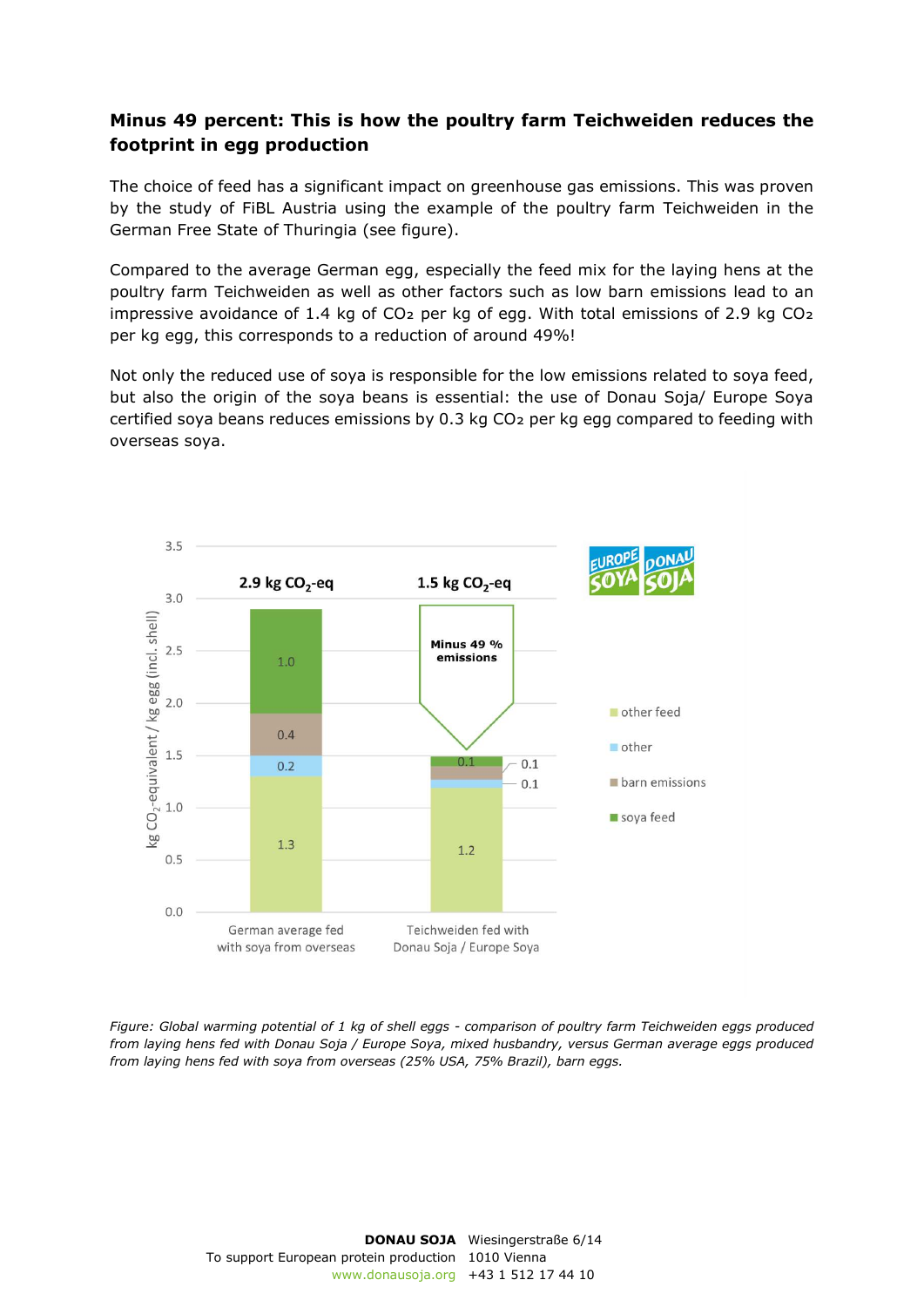## Minus 49 percent: This is how the poultry farm Teichweiden reduces the footprint in egg production

The choice of feed has a significant impact on greenhouse gas emissions. This was proven by the study of FiBL Austria using the example of the poultry farm Teichweiden in the German Free State of Thuringia (see figure).

Compared to the average German egg, especially the feed mix for the laying hens at the poultry farm Teichweiden as well as other factors such as low barn emissions lead to an impressive avoidance of 1.4 kg of $CO_2$ per kg of egg. With total emissions of 2.9 kg $CO_2$ per kg egg, this corresponds to a reduction of around 49%!

Not only the reduced use of soya is responsible for the low emissions related to soya feed, but also the origin of the soya beans is essential: the use of Donau Soja/ Europe Soya certified soya beans reduces emissions by 0.3 kg $CO_2$ per kg egg compared to feeding with overseas soya.

| kg $CO_2$-equivalent / kg egg (incl. shell) | German average fed with soya from overseas | Teichweiden fed with Donau Soja / Europe Soya |
|---|---|---|
| soya feed | 1.0 | 0.1 |
| barn emissions | 0.4 | 0.1 |
| other | 0.2 | 0.1 |
| other feed | 1.3 | 1.2 |
| **Total** | **2.9 kg $CO_2$-eq** | **1.5 kg $CO_2$-eq** (Minus 49 % emissions) |

*Figure: Global warming potential of 1 kg of shell eggs - comparison of poultry farm Teichweiden eggs produced from laying hens fed with Donau Soja / Europe Soya, mixed husbandry, versus German average eggs produced from laying hens fed with soya from overseas (25% USA, 75% Brazil), barn eggs.*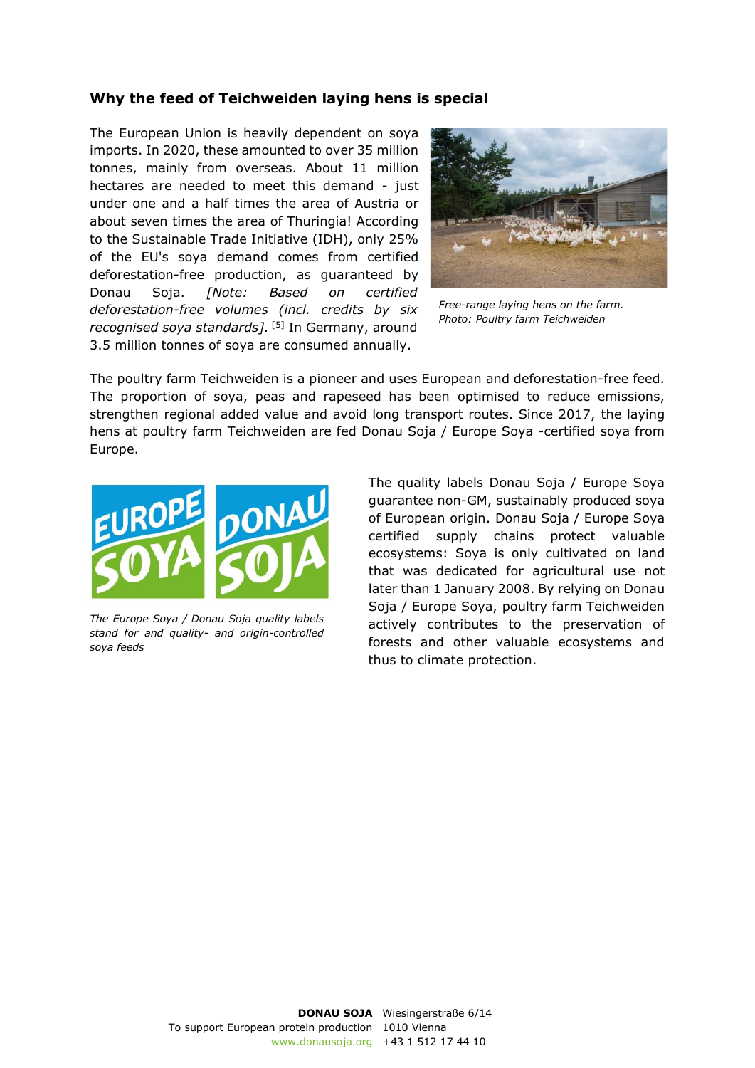### Why the feed of Teichweiden laying hens is special

The European Union is heavily dependent on soya imports. In 2020, these amounted to over 35 million tonnes, mainly from overseas. About 11 million hectares are needed to meet this demand - just under one and a half times the area of Austria or about seven times the area of Thuringia! According to the Sustainable Trade Initiative (IDH), only 25% of the EU's soya demand comes from certified deforestation-free production, as guaranteed by Donau Soja. *[Note: Based on certified deforestation-free volumes (incl. credits by six recognised soya standards].* [5] In Germany, around 3.5 million tonnes of soya are consumed annually.

*Free-range laying hens on the farm. Photo: Poultry farm Teichweiden*

The poultry farm Teichweiden is a pioneer and uses European and deforestation-free feed. The proportion of soya, peas and rapeseed has been optimised to reduce emissions, strengthen regional added value and avoid long transport routes. Since 2017, the laying hens at poultry farm Teichweiden are fed Donau Soja / Europe Soya -certified soya from Europe.

*The Europe Soya / Donau Soja quality labels stand for and quality- and origin-controlled soya feeds*

The quality labels Donau Soja / Europe Soya guarantee non-GM, sustainably produced soya of European origin. Donau Soja / Europe Soya certified supply chains protect valuable ecosystems: Soya is only cultivated on land that was dedicated for agricultural use not later than 1 January 2008. By relying on Donau Soja / Europe Soya, poultry farm Teichweiden actively contributes to the preservation of forests and other valuable ecosystems and thus to climate protection.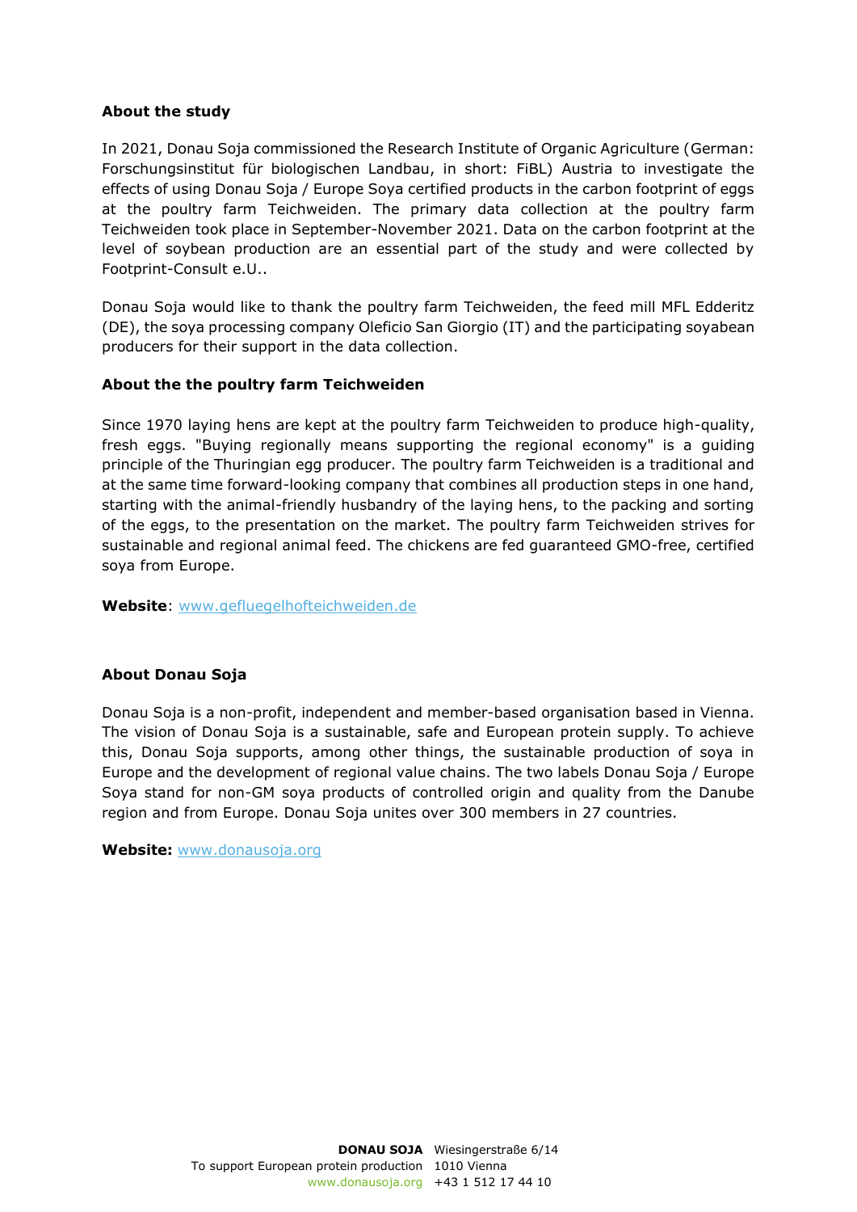**About the study**

In 2021, Donau Soja commissioned the Research Institute of Organic Agriculture (German: Forschungsinstitut für biologischen Landbau, in short: FiBL) Austria to investigate the effects of using Donau Soja / Europe Soya certified products in the carbon footprint of eggs at the poultry farm Teichweiden. The primary data collection at the poultry farm Teichweiden took place in September-November 2021. Data on the carbon footprint at the level of soybean production are an essential part of the study and were collected by Footprint-Consult e.U..

Donau Soja would like to thank the poultry farm Teichweiden, the feed mill MFL Edderitz (DE), the soya processing company Oleficio San Giorgio (IT) and the participating soyabean producers for their support in the data collection.

**About the the poultry farm Teichweiden**

Since 1970 laying hens are kept at the poultry farm Teichweiden to produce high-quality, fresh eggs. "Buying regionally means supporting the regional economy" is a guiding principle of the Thuringian egg producer. The poultry farm Teichweiden is a traditional and at the same time forward-looking company that combines all production steps in one hand, starting with the animal-friendly husbandry of the laying hens, to the packing and sorting of the eggs, to the presentation on the market. The poultry farm Teichweiden strives for sustainable and regional animal feed. The chickens are fed guaranteed GMO-free, certified soya from Europe.

**Website**: www.gefluegelhofteichweiden.de

**About Donau Soja**

Donau Soja is a non-profit, independent and member-based organisation based in Vienna. The vision of Donau Soja is a sustainable, safe and European protein supply. To achieve this, Donau Soja supports, among other things, the sustainable production of soya in Europe and the development of regional value chains. The two labels Donau Soja / Europe Soya stand for non-GM soya products of controlled origin and quality from the Danube region and from Europe. Donau Soja unites over 300 members in 27 countries.

**Website:** www.donausoja.org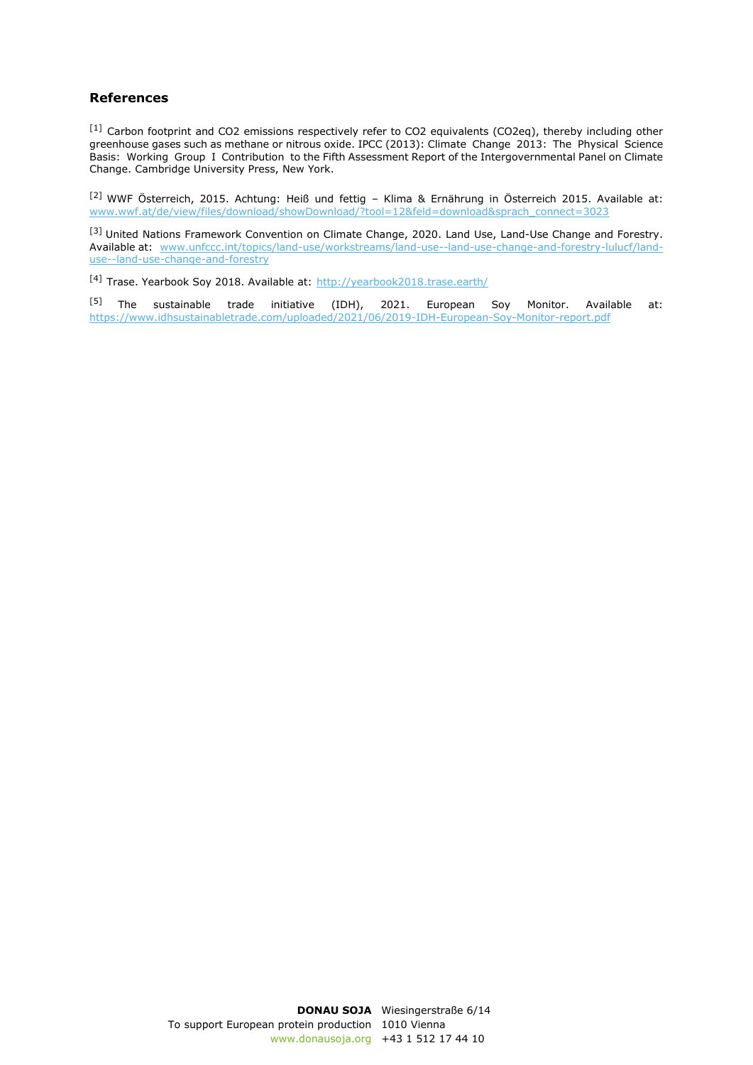## References

[1] Carbon footprint and CO2 emissions respectively refer to CO2 equivalents (CO2eq), thereby including other greenhouse gases such as methane or nitrous oxide. IPCC (2013): Climate Change 2013: The Physical Science Basis: Working Group I Contribution to the Fifth Assessment Report of the Intergovernmental Panel on Climate Change. Cambridge University Press, New York.

[2] WWF Österreich, 2015. Achtung: Heiß und fettig – Klima & Ernährung in Österreich 2015. Available at: www.wwf.at/de/view/files/download/showDownload/?tool=12&feld=download&sprach_connect=3023

[3] United Nations Framework Convention on Climate Change, 2020. Land Use, Land-Use Change and Forestry. Available at: www.unfccc.int/topics/land-use/workstreams/land-use--land-use-change-and-forestry-lulucf/land-use--land-use-change-and-forestry

[4] Trase. Yearbook Soy 2018. Available at: http://yearbook2018.trase.earth/

[5] The sustainable trade initiative (IDH), 2021. European Soy Monitor. Available at: https://www.idhsustainabletrade.com/uploaded/2021/06/2019-IDH-European-Soy-Monitor-report.pdf